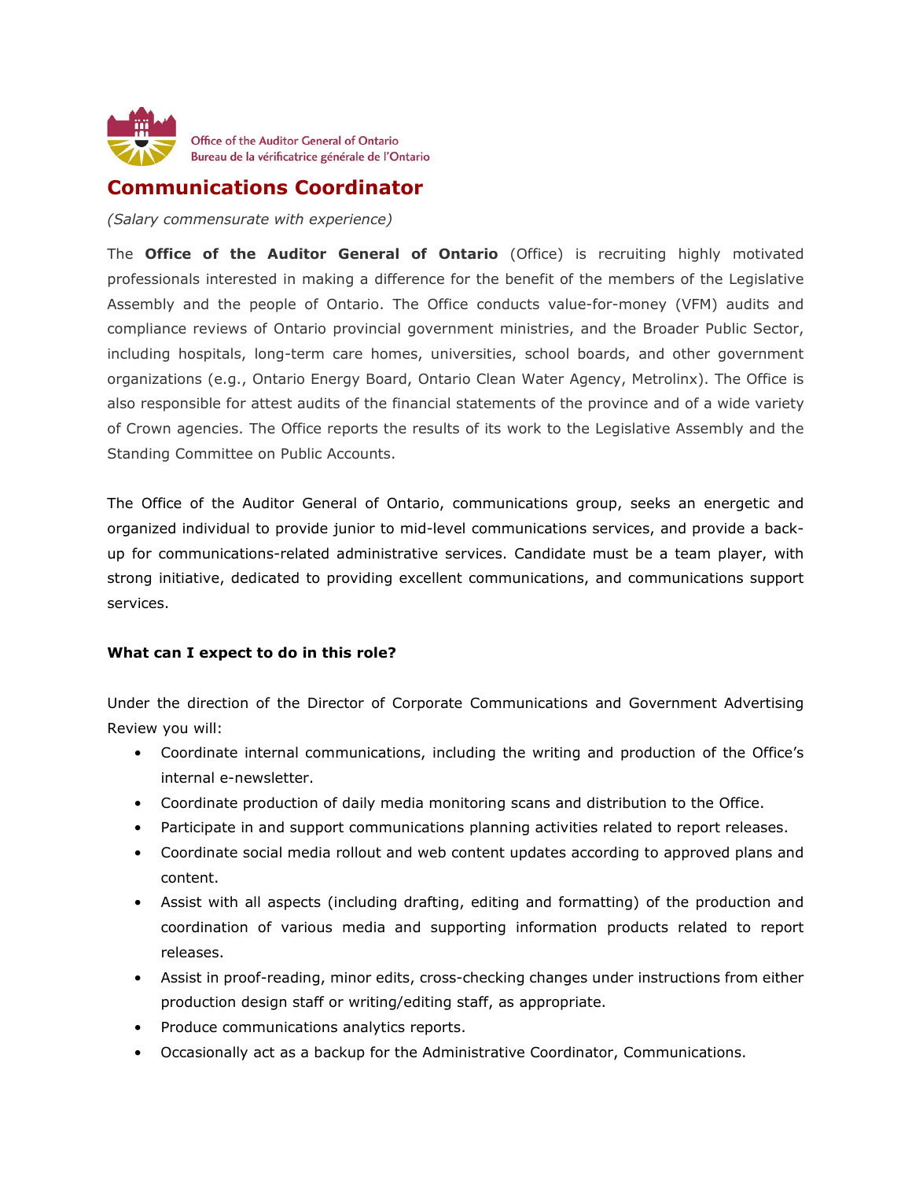Office of the Auditor General of Ontario
Bureau de la vérificatrice générale de l'Ontario

# Communications Coordinator

*(Salary commensurate with experience)*

The **Office of the Auditor General of Ontario** (Office) is recruiting highly motivated professionals interested in making a difference for the benefit of the members of the Legislative Assembly and the people of Ontario. The Office conducts value-for-money (VFM) audits and compliance reviews of Ontario provincial government ministries, and the Broader Public Sector, including hospitals, long-term care homes, universities, school boards, and other government organizations (e.g., Ontario Energy Board, Ontario Clean Water Agency, Metrolinx). The Office is also responsible for attest audits of the financial statements of the province and of a wide variety of Crown agencies. The Office reports the results of its work to the Legislative Assembly and the Standing Committee on Public Accounts.

The Office of the Auditor General of Ontario, communications group, seeks an energetic and organized individual to provide junior to mid-level communications services, and provide a back-up for communications-related administrative services. Candidate must be a team player, with strong initiative, dedicated to providing excellent communications, and communications support services.

**What can I expect to do in this role?**

Under the direction of the Director of Corporate Communications and Government Advertising Review you will:

- Coordinate internal communications, including the writing and production of the Office's internal e-newsletter.
- Coordinate production of daily media monitoring scans and distribution to the Office.
- Participate in and support communications planning activities related to report releases.
- Coordinate social media rollout and web content updates according to approved plans and content.
- Assist with all aspects (including drafting, editing and formatting) of the production and coordination of various media and supporting information products related to report releases.
- Assist in proof-reading, minor edits, cross-checking changes under instructions from either production design staff or writing/editing staff, as appropriate.
- Produce communications analytics reports.
- Occasionally act as a backup for the Administrative Coordinator, Communications.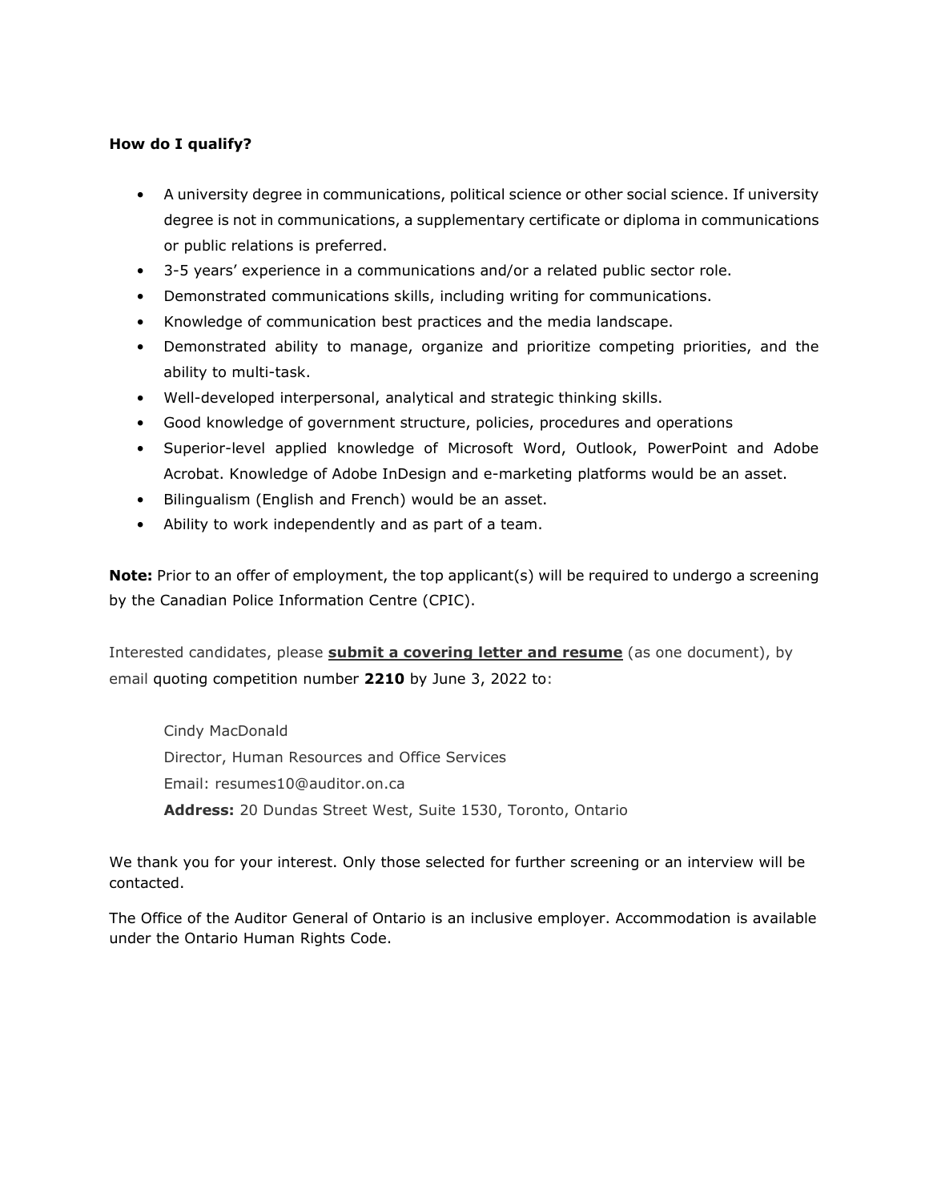**How do I qualify?**

- A university degree in communications, political science or other social science. If university degree is not in communications, a supplementary certificate or diploma in communications or public relations is preferred.
- 3-5 years' experience in a communications and/or a related public sector role.
- Demonstrated communications skills, including writing for communications.
- Knowledge of communication best practices and the media landscape.
- Demonstrated ability to manage, organize and prioritize competing priorities, and the ability to multi-task.
- Well-developed interpersonal, analytical and strategic thinking skills.
- Good knowledge of government structure, policies, procedures and operations
- Superior-level applied knowledge of Microsoft Word, Outlook, PowerPoint and Adobe Acrobat. Knowledge of Adobe InDesign and e-marketing platforms would be an asset.
- Bilingualism (English and French) would be an asset.
- Ability to work independently and as part of a team.

**Note:** Prior to an offer of employment, the top applicant(s) will be required to undergo a screening by the Canadian Police Information Centre (CPIC).

Interested candidates, please **submit a covering letter and resume** (as one document), by email quoting competition number **2210** by June 3, 2022 to:

Cindy MacDonald
Director, Human Resources and Office Services
Email: resumes10@auditor.on.ca
**Address:** 20 Dundas Street West, Suite 1530, Toronto, Ontario

We thank you for your interest. Only those selected for further screening or an interview will be contacted.

The Office of the Auditor General of Ontario is an inclusive employer. Accommodation is available under the Ontario Human Rights Code.